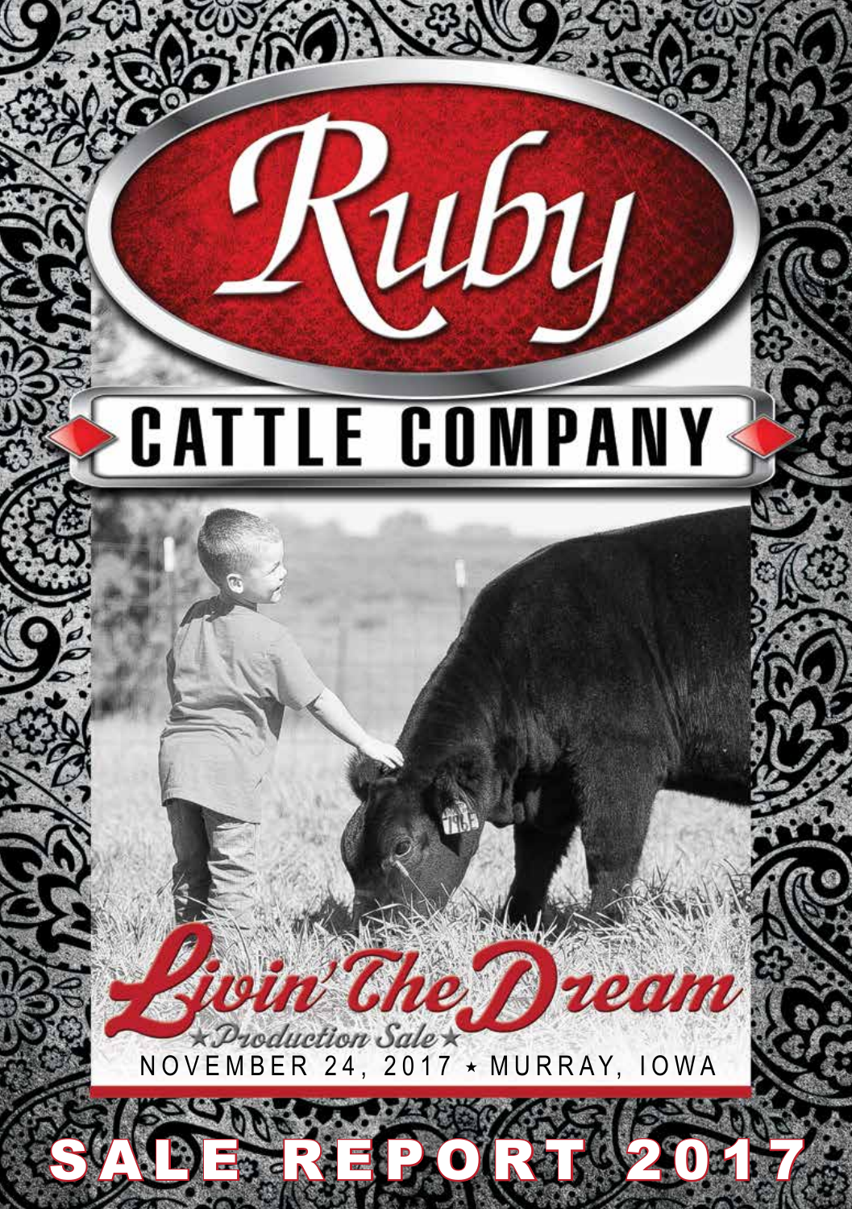# Ruby

## CATTLE COMPANY

# Livin' The Dream

*★Production Sale★*

NOVEMBER 24, 2017 ★ MURRAY, IOWA

# SALE REPORT 2017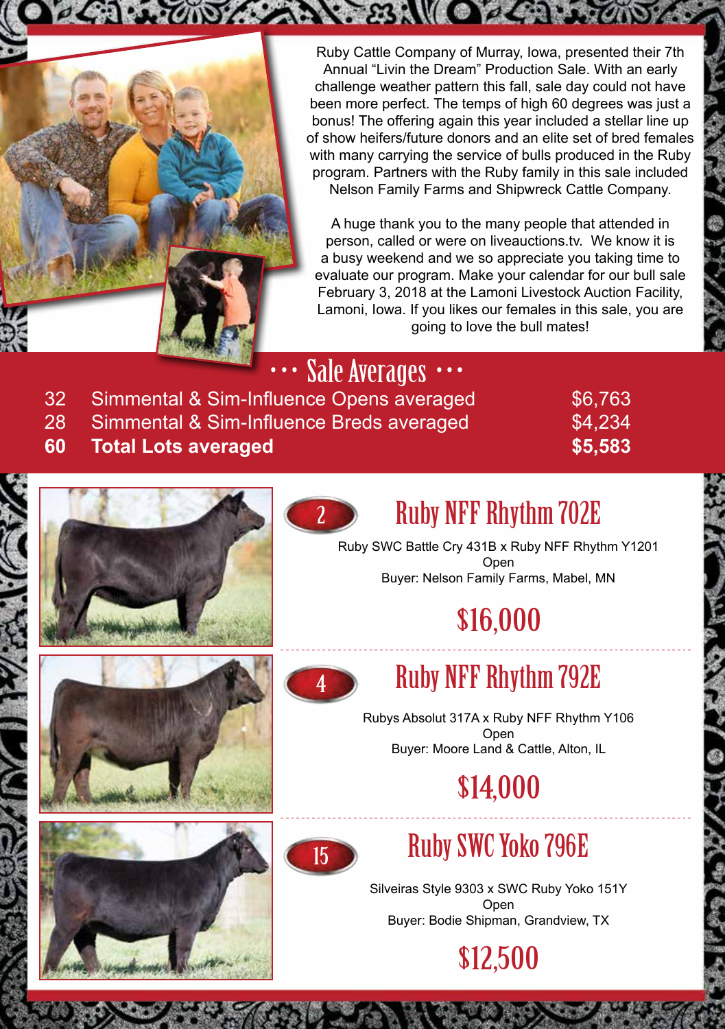Ruby Cattle Company of Murray, Iowa, presented their 7th Annual “Livin the Dream” Production Sale. With an early challenge weather pattern this fall, sale day could not have been more perfect. The temps of high 60 degrees was just a bonus! The offering again this year included a stellar line up of show heifers/future donors and an elite set of bred females with many carrying the service of bulls produced in the Ruby program. Partners with the Ruby family in this sale included Nelson Family Farms and Shipwreck Cattle Company.

A huge thank you to the many people that attended in person, called or were on liveauctions.tv. We know it is a busy weekend and we so appreciate you taking time to evaluate our program. Make your calendar for our bull sale February 3, 2018 at the Lamoni Livestock Auction Facility, Lamoni, Iowa. If you likes our females in this sale, you are going to love the bull mates!

## Sale Averages

| | | |
|---|---|---|
| 32 | Simmental & Sim-Influence Opens averaged | $6,763 |
| 28 | Simmental & Sim-Influence Breds averaged | $4,234 |
| **60** | **Total Lots averaged** | **$5,583** |

### 2 — Ruby NFF Rhythm 702E

Ruby SWC Battle Cry 431B x Ruby NFF Rhythm Y1201
Open
Buyer: Nelson Family Farms, Mabel, MN

**$16,000**

### 4 — Ruby NFF Rhythm 792E

Rubys Absolut 317A x Ruby NFF Rhythm Y106
Open
Buyer: Moore Land & Cattle, Alton, IL

**$14,000**

### 15 — Ruby SWC Yoko 796E

Silveiras Style 9303 x SWC Ruby Yoko 151Y
Open
Buyer: Bodie Shipman, Grandview, TX

**$12,500**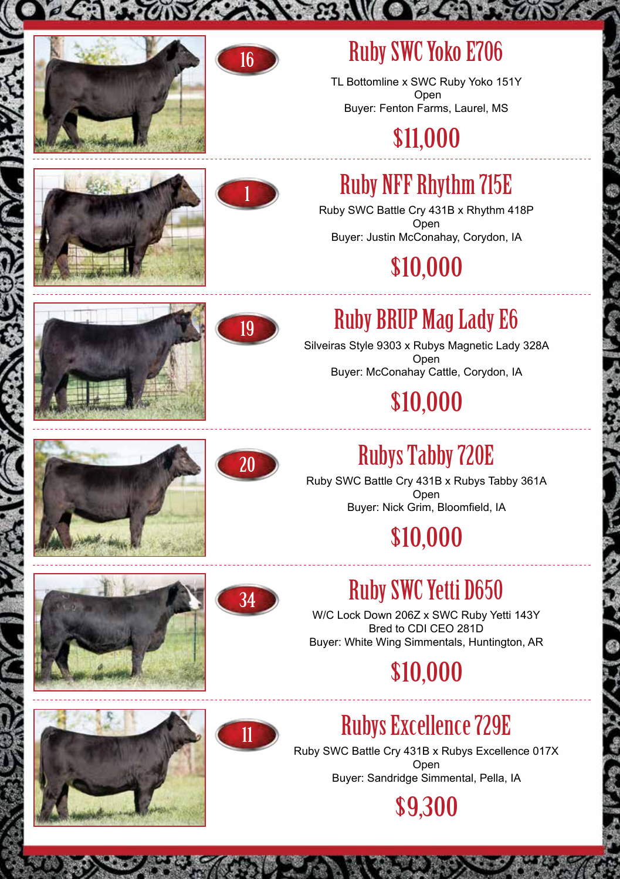16

## Ruby SWC Yoko E706

TL Bottomline x SWC Ruby Yoko 151Y
Open
Buyer: Fenton Farms, Laurel, MS

**$11,000**

1

## Ruby NFF Rhythm 715E

Ruby SWC Battle Cry 431B x Rhythm 418P
Open
Buyer: Justin McConahay, Corydon, IA

**$10,000**

19

## Ruby BRUP Mag Lady E6

Silveiras Style 9303 x Rubys Magnetic Lady 328A
Open
Buyer: McConahay Cattle, Corydon, IA

**$10,000**

20

## Rubys Tabby 720E

Ruby SWC Battle Cry 431B x Rubys Tabby 361A
Open
Buyer: Nick Grim, Bloomfield, IA

**$10,000**

34

## Ruby SWC Yetti D650

W/C Lock Down 206Z x SWC Ruby Yetti 143Y
Bred to CDI CEO 281D
Buyer: White Wing Simmentals, Huntington, AR

**$10,000**

11

## Rubys Excellence 729E

Ruby SWC Battle Cry 431B x Rubys Excellence 017X
Open
Buyer: Sandridge Simmental, Pella, IA

**$9,300**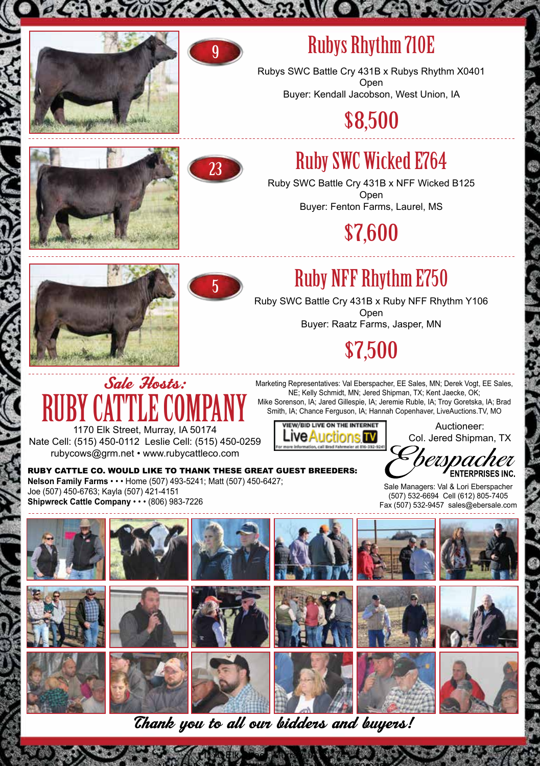9

## Rubys Rhythm 710E

Rubys SWC Battle Cry 431B x Rubys Rhythm X0401
Open
Buyer: Kendall Jacobson, West Union, IA

**$8,500**

23

## Ruby SWC Wicked E764

Ruby SWC Battle Cry 431B x NFF Wicked B125
Open
Buyer: Fenton Farms, Laurel, MS

**$7,600**

5

## Ruby NFF Rhythm E750

Ruby SWC Battle Cry 431B x Ruby NFF Rhythm Y106
Open
Buyer: Raatz Farms, Jasper, MN

**$7,500**

*Sale Hosts:*

# RUBY CATTLE COMPANY

1170 Elk Street, Murray, IA 50174
Nate Cell: (515) 450-0112 Leslie Cell: (515) 450-0259
rubycows@grm.net • www.rubycattleco.com

Marketing Representatives: Val Eberspacher, EE Sales, MN; Derek Vogt, EE Sales, NE; Kelly Schmidt, MN; Jered Shipman, TX; Kent Jaecke, OK; Mike Sorenson, IA; Jared Gillespie, IA; Jeremie Ruble, IA; Troy Goretska, IA; Brad Smith, IA; Chance Ferguson, IA; Hannah Copenhaver, LiveAuctions.TV, MO

VIEW/BID LIVE ON THE INTERNET LiveAuctions.TV
For more information, call Brad Fahrmeier at 816-392-9241

Auctioneer:
Col. Jered Shipman, TX

**RUBY CATTLE CO. WOULD LIKE TO THANK THESE GREAT GUEST BREEDERS:**
**Nelson Family Farms** • • • Home (507) 493-5241; Matt (507) 450-6427; Joe (507) 450-6763; Kayla (507) 421-4151
**Shipwreck Cattle Company** • • • (806) 983-7226

Eberspacher ENTERPRISES INC.
Sale Managers: Val & Lori Eberspacher
(507) 532-6694 Cell (612) 805-7405
Fax (507) 532-9457 sales@ebersale.com

*Thank you to all our bidders and buyers!*